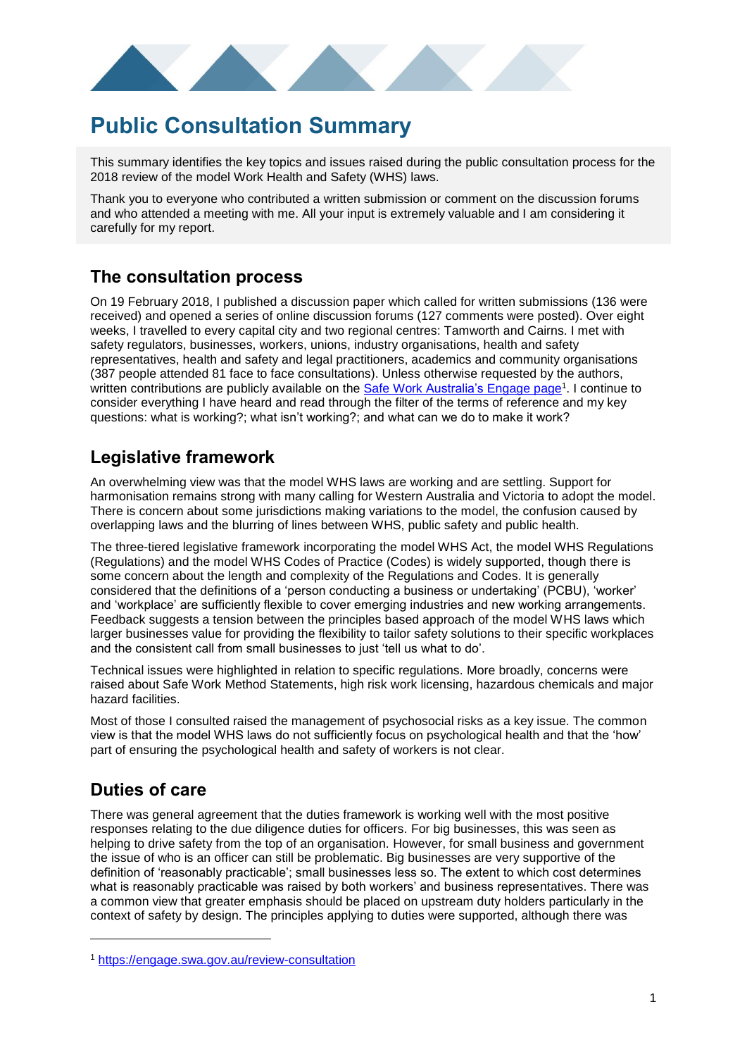# Public Consultation Summary

This summary identifies the key topics and issues raised during the public consultation process for the 2018 review of the model Work Health and Safety (WHS) laws.

Thank you to everyone who contributed a written submission or comment on the discussion forums and who attended a meeting with me. All your input is extremely valuable and I am considering it carefully for my report.

## The consultation process

On 19 February 2018, I published a discussion paper which called for written submissions (136 were received) and opened a series of online discussion forums (127 comments were posted). Over eight weeks, I travelled to every capital city and two regional centres: Tamworth and Cairns. I met with safety regulators, businesses, workers, unions, industry organisations, health and safety representatives, health and safety and legal practitioners, academics and community organisations (387 people attended 81 face to face consultations). Unless otherwise requested by the authors, written contributions are publicly available on the [Safe Work Australia's Engage page](https://engage.swa.gov.au/review-consultation)[1]. I continue to consider everything I have heard and read through the filter of the terms of reference and my key questions: what is working?; what isn't working?; and what can we do to make it work?

## Legislative framework

An overwhelming view was that the model WHS laws are working and are settling. Support for harmonisation remains strong with many calling for Western Australia and Victoria to adopt the model. There is concern about some jurisdictions making variations to the model, the confusion caused by overlapping laws and the blurring of lines between WHS, public safety and public health.

The three-tiered legislative framework incorporating the model WHS Act, the model WHS Regulations (Regulations) and the model WHS Codes of Practice (Codes) is widely supported, though there is some concern about the length and complexity of the Regulations and Codes. It is generally considered that the definitions of a 'person conducting a business or undertaking' (PCBU), 'worker' and 'workplace' are sufficiently flexible to cover emerging industries and new working arrangements. Feedback suggests a tension between the principles based approach of the model WHS laws which larger businesses value for providing the flexibility to tailor safety solutions to their specific workplaces and the consistent call from small businesses to just 'tell us what to do'.

Technical issues were highlighted in relation to specific regulations. More broadly, concerns were raised about Safe Work Method Statements, high risk work licensing, hazardous chemicals and major hazard facilities.

Most of those I consulted raised the management of psychosocial risks as a key issue. The common view is that the model WHS laws do not sufficiently focus on psychological health and that the 'how' part of ensuring the psychological health and safety of workers is not clear.

## Duties of care

There was general agreement that the duties framework is working well with the most positive responses relating to the due diligence duties for officers. For big businesses, this was seen as helping to drive safety from the top of an organisation. However, for small business and government the issue of who is an officer can still be problematic. Big businesses are very supportive of the definition of 'reasonably practicable'; small businesses less so. The extent to which cost determines what is reasonably practicable was raised by both workers' and business representatives. There was a common view that greater emphasis should be placed on upstream duty holders particularly in the context of safety by design. The principles applying to duties were supported, although there was

[1] https://engage.swa.gov.au/review-consultation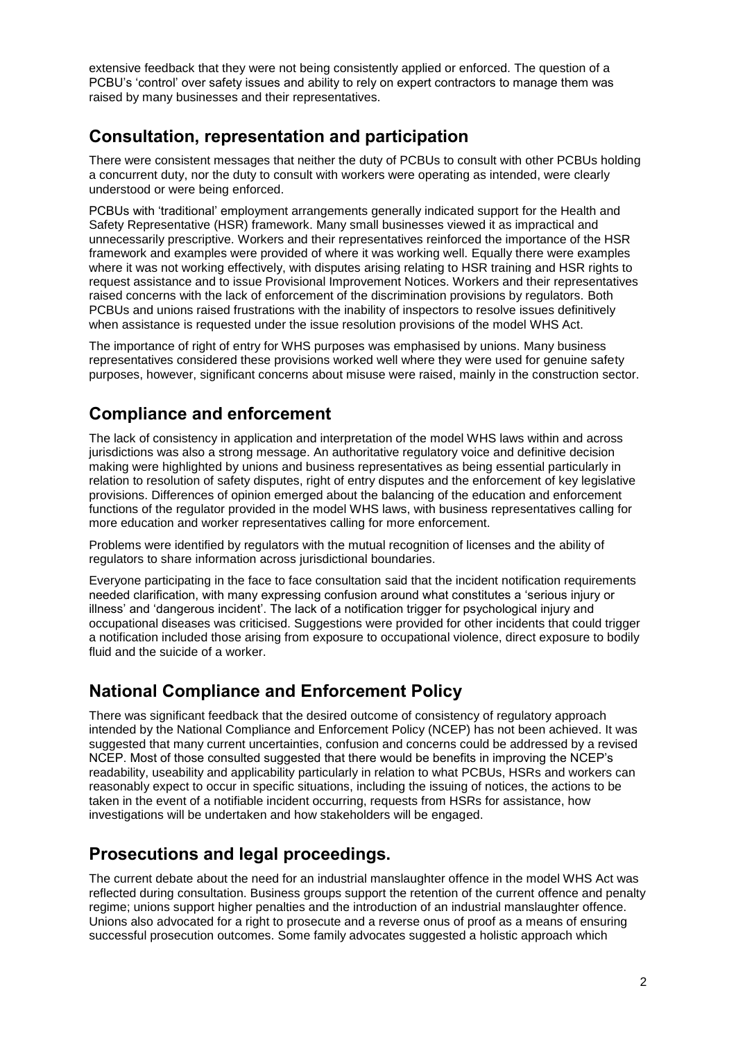extensive feedback that they were not being consistently applied or enforced. The question of a PCBU's 'control' over safety issues and ability to rely on expert contractors to manage them was raised by many businesses and their representatives.

## Consultation, representation and participation

There were consistent messages that neither the duty of PCBUs to consult with other PCBUs holding a concurrent duty, nor the duty to consult with workers were operating as intended, were clearly understood or were being enforced.

PCBUs with 'traditional' employment arrangements generally indicated support for the Health and Safety Representative (HSR) framework. Many small businesses viewed it as impractical and unnecessarily prescriptive. Workers and their representatives reinforced the importance of the HSR framework and examples were provided of where it was working well. Equally there were examples where it was not working effectively, with disputes arising relating to HSR training and HSR rights to request assistance and to issue Provisional Improvement Notices. Workers and their representatives raised concerns with the lack of enforcement of the discrimination provisions by regulators. Both PCBUs and unions raised frustrations with the inability of inspectors to resolve issues definitively when assistance is requested under the issue resolution provisions of the model WHS Act.

The importance of right of entry for WHS purposes was emphasised by unions. Many business representatives considered these provisions worked well where they were used for genuine safety purposes, however, significant concerns about misuse were raised, mainly in the construction sector.

## Compliance and enforcement

The lack of consistency in application and interpretation of the model WHS laws within and across jurisdictions was also a strong message. An authoritative regulatory voice and definitive decision making were highlighted by unions and business representatives as being essential particularly in relation to resolution of safety disputes, right of entry disputes and the enforcement of key legislative provisions. Differences of opinion emerged about the balancing of the education and enforcement functions of the regulator provided in the model WHS laws, with business representatives calling for more education and worker representatives calling for more enforcement.

Problems were identified by regulators with the mutual recognition of licenses and the ability of regulators to share information across jurisdictional boundaries.

Everyone participating in the face to face consultation said that the incident notification requirements needed clarification, with many expressing confusion around what constitutes a 'serious injury or illness' and 'dangerous incident'. The lack of a notification trigger for psychological injury and occupational diseases was criticised. Suggestions were provided for other incidents that could trigger a notification included those arising from exposure to occupational violence, direct exposure to bodily fluid and the suicide of a worker.

## National Compliance and Enforcement Policy

There was significant feedback that the desired outcome of consistency of regulatory approach intended by the National Compliance and Enforcement Policy (NCEP) has not been achieved. It was suggested that many current uncertainties, confusion and concerns could be addressed by a revised NCEP. Most of those consulted suggested that there would be benefits in improving the NCEP's readability, useability and applicability particularly in relation to what PCBUs, HSRs and workers can reasonably expect to occur in specific situations, including the issuing of notices, the actions to be taken in the event of a notifiable incident occurring, requests from HSRs for assistance, how investigations will be undertaken and how stakeholders will be engaged.

## Prosecutions and legal proceedings.

The current debate about the need for an industrial manslaughter offence in the model WHS Act was reflected during consultation. Business groups support the retention of the current offence and penalty regime; unions support higher penalties and the introduction of an industrial manslaughter offence. Unions also advocated for a right to prosecute and a reverse onus of proof as a means of ensuring successful prosecution outcomes. Some family advocates suggested a holistic approach which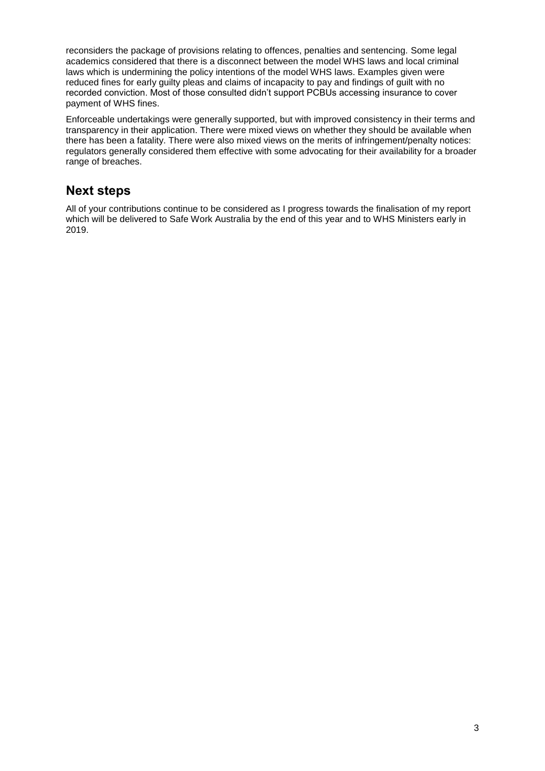reconsiders the package of provisions relating to offences, penalties and sentencing. Some legal academics considered that there is a disconnect between the model WHS laws and local criminal laws which is undermining the policy intentions of the model WHS laws. Examples given were reduced fines for early guilty pleas and claims of incapacity to pay and findings of guilt with no recorded conviction. Most of those consulted didn't support PCBUs accessing insurance to cover payment of WHS fines.

Enforceable undertakings were generally supported, but with improved consistency in their terms and transparency in their application. There were mixed views on whether they should be available when there has been a fatality. There were also mixed views on the merits of infringement/penalty notices: regulators generally considered them effective with some advocating for their availability for a broader range of breaches.

## Next steps

All of your contributions continue to be considered as I progress towards the finalisation of my report which will be delivered to Safe Work Australia by the end of this year and to WHS Ministers early in 2019.